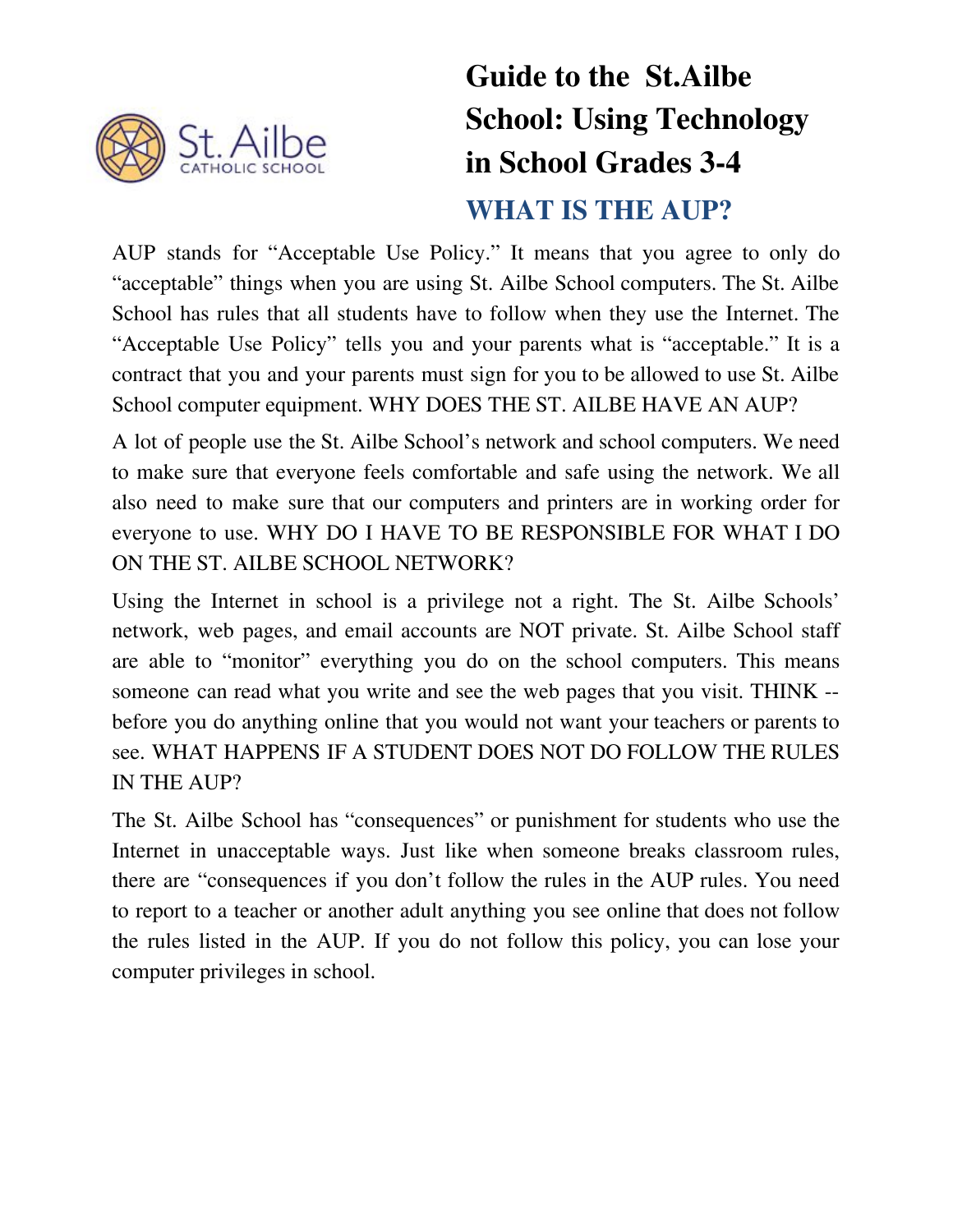# Guide to the St.Ailbe School: Using Technology in School Grades 3-4

## WHAT IS THE AUP?

AUP stands for "Acceptable Use Policy." It means that you agree to only do "acceptable" things when you are using St. Ailbe School computers. The St. Ailbe School has rules that all students have to follow when they use the Internet. The "Acceptable Use Policy" tells you and your parents what is "acceptable." It is a contract that you and your parents must sign for you to be allowed to use St. Ailbe School computer equipment. WHY DOES THE ST. AILBE HAVE AN AUP?

A lot of people use the St. Ailbe School's network and school computers. We need to make sure that everyone feels comfortable and safe using the network. We all also need to make sure that our computers and printers are in working order for everyone to use. WHY DO I HAVE TO BE RESPONSIBLE FOR WHAT I DO ON THE ST. AILBE SCHOOL NETWORK?

Using the Internet in school is a privilege not a right. The St. Ailbe Schools' network, web pages, and email accounts are NOT private. St. Ailbe School staff are able to "monitor" everything you do on the school computers. This means someone can read what you write and see the web pages that you visit. THINK -- before you do anything online that you would not want your teachers or parents to see. WHAT HAPPENS IF A STUDENT DOES NOT DO FOLLOW THE RULES IN THE AUP?

The St. Ailbe School has "consequences" or punishment for students who use the Internet in unacceptable ways. Just like when someone breaks classroom rules, there are "consequences if you don't follow the rules in the AUP rules. You need to report to a teacher or another adult anything you see online that does not follow the rules listed in the AUP. If you do not follow this policy, you can lose your computer privileges in school.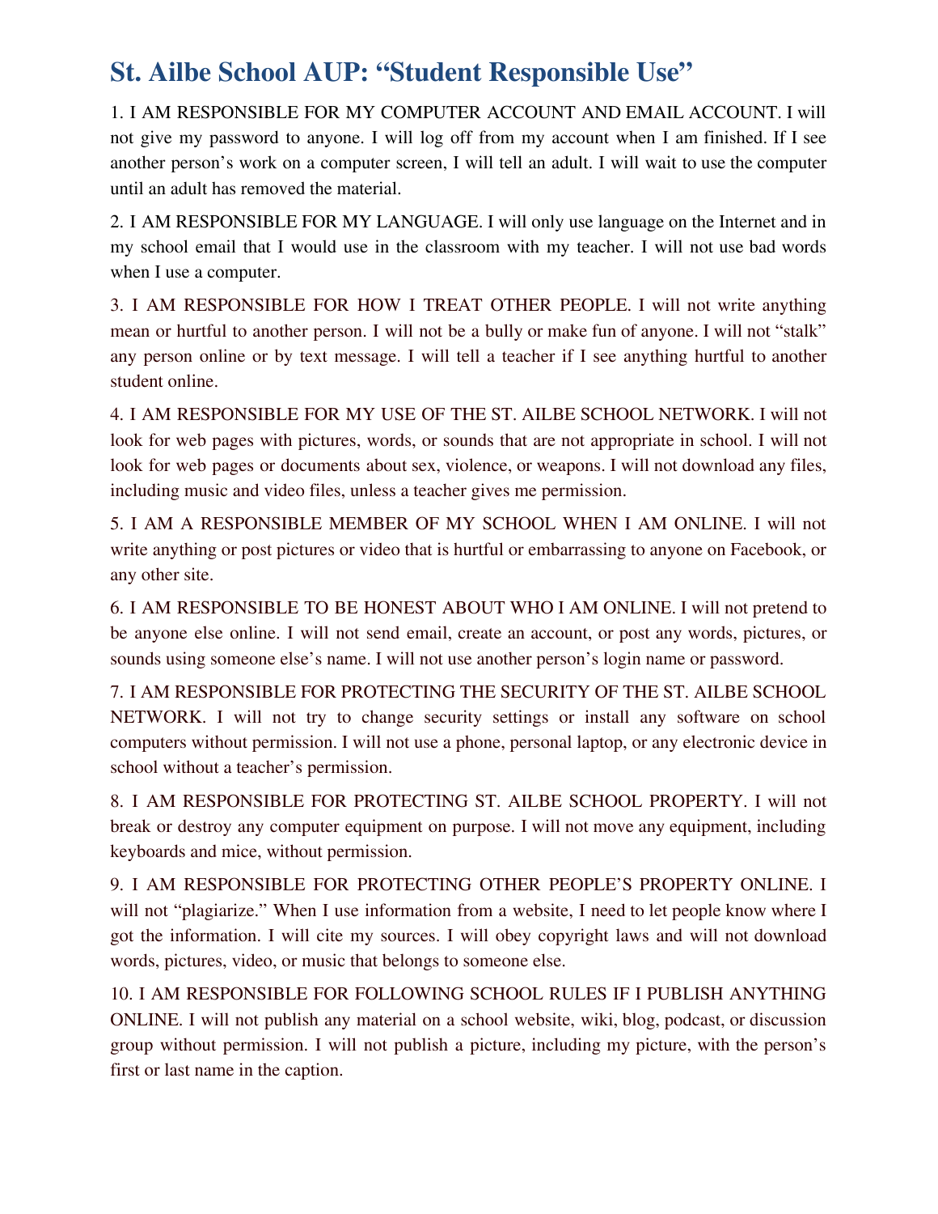# St. Ailbe School AUP: "Student Responsible Use"

1. I AM RESPONSIBLE FOR MY COMPUTER ACCOUNT AND EMAIL ACCOUNT. I will not give my password to anyone. I will log off from my account when I am finished. If I see another person's work on a computer screen, I will tell an adult. I will wait to use the computer until an adult has removed the material.

2. I AM RESPONSIBLE FOR MY LANGUAGE. I will only use language on the Internet and in my school email that I would use in the classroom with my teacher. I will not use bad words when I use a computer.

3. I AM RESPONSIBLE FOR HOW I TREAT OTHER PEOPLE. I will not write anything mean or hurtful to another person. I will not be a bully or make fun of anyone. I will not "stalk" any person online or by text message. I will tell a teacher if I see anything hurtful to another student online.

4. I AM RESPONSIBLE FOR MY USE OF THE ST. AILBE SCHOOL NETWORK. I will not look for web pages with pictures, words, or sounds that are not appropriate in school. I will not look for web pages or documents about sex, violence, or weapons. I will not download any files, including music and video files, unless a teacher gives me permission.

5. I AM A RESPONSIBLE MEMBER OF MY SCHOOL WHEN I AM ONLINE. I will not write anything or post pictures or video that is hurtful or embarrassing to anyone on Facebook, or any other site.

6. I AM RESPONSIBLE TO BE HONEST ABOUT WHO I AM ONLINE. I will not pretend to be anyone else online. I will not send email, create an account, or post any words, pictures, or sounds using someone else's name. I will not use another person's login name or password.

7. I AM RESPONSIBLE FOR PROTECTING THE SECURITY OF THE ST. AILBE SCHOOL NETWORK. I will not try to change security settings or install any software on school computers without permission. I will not use a phone, personal laptop, or any electronic device in school without a teacher's permission.

8. I AM RESPONSIBLE FOR PROTECTING ST. AILBE SCHOOL PROPERTY. I will not break or destroy any computer equipment on purpose. I will not move any equipment, including keyboards and mice, without permission.

9. I AM RESPONSIBLE FOR PROTECTING OTHER PEOPLE'S PROPERTY ONLINE. I will not "plagiarize." When I use information from a website, I need to let people know where I got the information. I will cite my sources. I will obey copyright laws and will not download words, pictures, video, or music that belongs to someone else.

10. I AM RESPONSIBLE FOR FOLLOWING SCHOOL RULES IF I PUBLISH ANYTHING ONLINE. I will not publish any material on a school website, wiki, blog, podcast, or discussion group without permission. I will not publish a picture, including my picture, with the person's first or last name in the caption.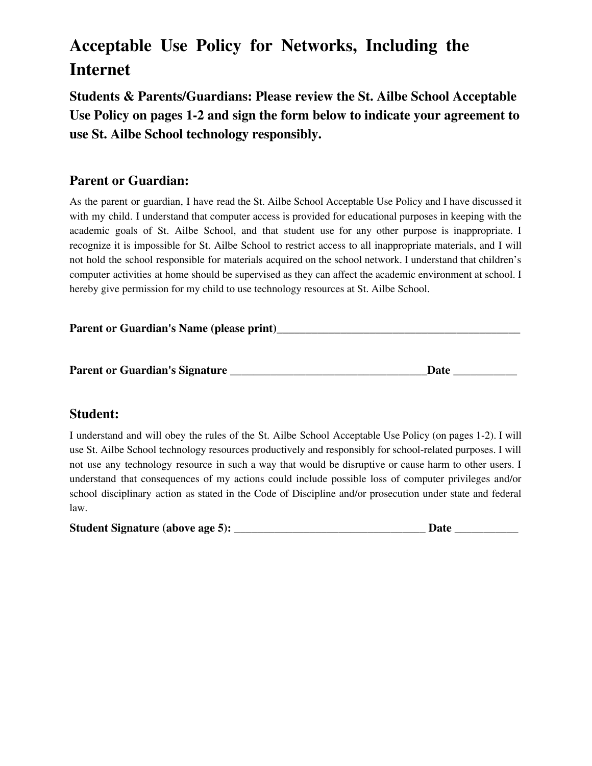# Acceptable Use Policy for Networks, Including the Internet

**Students & Parents/Guardians: Please review the St. Ailbe School Acceptable Use Policy on pages 1-2 and sign the form below to indicate your agreement to use St. Ailbe School technology responsibly.**

## Parent or Guardian:

As the parent or guardian, I have read the St. Ailbe School Acceptable Use Policy and I have discussed it with my child. I understand that computer access is provided for educational purposes in keeping with the academic goals of St. Ailbe School, and that student use for any other purpose is inappropriate. I recognize it is impossible for St. Ailbe School to restrict access to all inappropriate materials, and I will not hold the school responsible for materials acquired on the school network. I understand that children's computer activities at home should be supervised as they can affect the academic environment at school. I hereby give permission for my child to use technology resources at St. Ailbe School.

**Parent or Guardian's Name (please print)**_____________________________________________

**Parent or Guardian's Signature** ___________________________________**Date** ___________

## Student:

I understand and will obey the rules of the St. Ailbe School Acceptable Use Policy (on pages 1-2). I will use St. Ailbe School technology resources productively and responsibly for school-related purposes. I will not use any technology resource in such a way that would be disruptive or cause harm to other users. I understand that consequences of my actions could include possible loss of computer privileges and/or school disciplinary action as stated in the Code of Discipline and/or prosecution under state and federal law.

**Student Signature (above age 5):** __________________________________ **Date** ___________